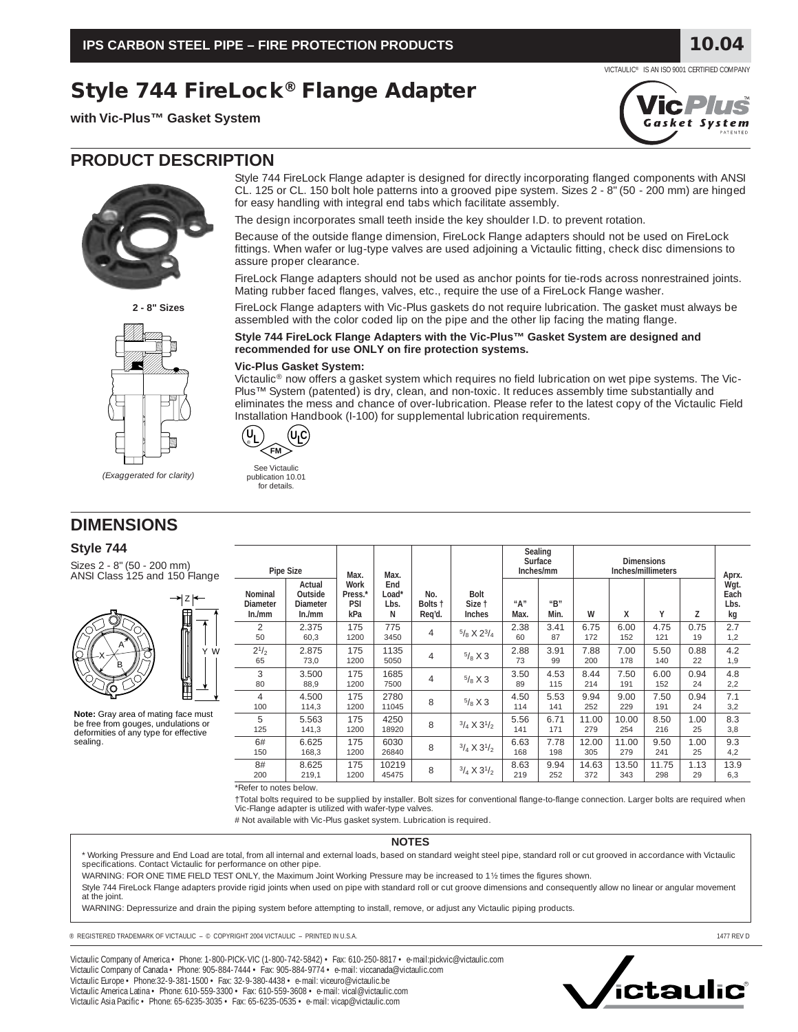# Style 744 FireLock® Flange Adapter

**with Vic-Plus™ Gasket System**

## PRODUCT DESCRIPTION

2 - 8" Sizes

*(Exaggerated for clarity)*

Style 744 FireLock Flange adapter is designed for directly incorporating flanged components with ANSI CL. 125 or CL. 150 bolt hole patterns into a grooved pipe system. Sizes 2 - 8" (50 - 200 mm) are hinged for easy handling with integral end tabs which facilitate assembly.

The design incorporates small teeth inside the key shoulder I.D. to prevent rotation.

Because of the outside flange dimension, FireLock Flange adapters should not be used on FireLock fittings. When wafer or lug-type valves are used adjoining a Victaulic fitting, check disc dimensions to assure proper clearance.

FireLock Flange adapters should not be used as anchor points for tie-rods across nonrestrained joints. Mating rubber faced flanges, valves, etc., require the use of a FireLock Flange washer.

FireLock Flange adapters with Vic-Plus gaskets do not require lubrication. The gasket must always be assembled with the color coded lip on the pipe and the other lip facing the mating flange.

**Style 744 FireLock Flange Adapters with the Vic-Plus™ Gasket System are designed and recommended for use ONLY on fire protection systems.**

**Vic-Plus Gasket System:**

Victaulic® now offers a gasket system which requires no field lubrication on wet pipe systems. The Vic-Plus™ System (patented) is dry, clean, and non-toxic. It reduces assembly time substantially and eliminates the mess and chance of over-lubrication. Please refer to the latest copy of the Victaulic Field Installation Handbook (I-100) for supplemental lubrication requirements.

See Victaulic publication 10.01 for details.

## DIMENSIONS

### Style 744

Sizes 2 - 8" (50 - 200 mm)
ANSI Class 125 and 150 Flange

**Note:** Gray area of mating face must be free from gouges, undulations or deformities of any type for effective sealing.

| Pipe Size | | Max. Work Press.* | Max. End Load* | No. Bolts † | Bolt Size † | Sealing Surface Inches/mm | | Dimensions Inches/millimeters | | | | Aprx. Wgt. Each |
|---|---|---|---|---|---|---|---|---|---|---|---|---|
| Nominal Diameter In./mm | Actual Outside Diameter In./mm | PSI kPa | Lbs. N | Req'd. | Inches | "A" Max. | "B" Min. | W | X | Y | Z | Lbs. kg |
| 2<br>50 | 2.375<br>60,3 | 175<br>1200 | 775<br>3450 | 4 | 5/8 X 2 3/4 | 2.38<br>60 | 3.41<br>87 | 6.75<br>172 | 6.00<br>152 | 4.75<br>121 | 0.75<br>19 | 2.7<br>1,2 |
| 2 1/2<br>65 | 2.875<br>73,0 | 175<br>1200 | 1135<br>5050 | 4 | 5/8 X 3 | 2.88<br>73 | 3.91<br>99 | 7.88<br>200 | 7.00<br>178 | 5.50<br>140 | 0.88<br>22 | 4.2<br>1,9 |
| 3<br>80 | 3.500<br>88,9 | 175<br>1200 | 1685<br>7500 | 4 | 5/8 X 3 | 3.50<br>89 | 4.53<br>115 | 8.44<br>214 | 7.50<br>191 | 6.00<br>152 | 0.94<br>24 | 4.8<br>2,2 |
| 4<br>100 | 4.500<br>114,3 | 175<br>1200 | 2780<br>11045 | 8 | 5/8 X 3 | 4.50<br>114 | 5.53<br>141 | 9.94<br>252 | 9.00<br>229 | 7.50<br>191 | 0.94<br>24 | 7.1<br>3,2 |
| 5<br>125 | 5.563<br>141,3 | 175<br>1200 | 4250<br>18920 | 8 | 3/4 X 3 1/2 | 5.56<br>141 | 6.71<br>171 | 11.00<br>279 | 10.00<br>254 | 8.50<br>216 | 1.00<br>25 | 8.3<br>3,8 |
| 6#<br>150 | 6.625<br>168,3 | 175<br>1200 | 6030<br>26840 | 8 | 3/4 X 3 1/2 | 6.63<br>168 | 7.78<br>198 | 12.00<br>305 | 11.00<br>279 | 9.50<br>241 | 1.00<br>25 | 9.3<br>4,2 |
| 8#<br>200 | 8.625<br>219,1 | 175<br>1200 | 10219<br>45475 | 8 | 3/4 X 3 1/2 | 8.63<br>219 | 9.94<br>252 | 14.63<br>372 | 13.50<br>343 | 11.75<br>298 | 1.13<br>29 | 13.9<br>6,3 |

*Refer to notes below.

†Total bolts required to be supplied by installer. Bolt sizes for conventional flange-to-flange connection. Larger bolts are required when Vic-Flange adapter is utilized with wafer-type valves.

\# Not available with Vic-Plus gasket system. Lubrication is required.

### NOTES

\* Working Pressure and End Load are total, from all internal and external loads, based on standard weight steel pipe, standard roll or cut grooved in accordance with Victaulic specifications. Contact Victaulic for performance on other pipe.

WARNING: FOR ONE TIME FIELD TEST ONLY, the Maximum Joint Working Pressure may be increased to 1½ times the figures shown.

Style 744 FireLock Flange adapters provide rigid joints when used on pipe with standard roll or cut groove dimensions and consequently allow no linear or angular movement at the joint.

WARNING: Depressurize and drain the piping system before attempting to install, remove, or adjust any Victaulic piping products.

® REGISTERED TRADEMARK OF VICTAULIC – © COPYRIGHT 2004 VICTAULIC – PRINTED IN U.S.A. 1477 REV D

Victaulic Company of America • Phone: 1-800-PICK-VIC (1-800-742-5842) • Fax: 610-250-8817 • e-mail:pickvic@victaulic.com
Victaulic Company of Canada • Phone: 905-884-7444 • Fax: 905-884-9774 • e-mail: viccanada@victaulic.com
Victaulic Europe • Phone:32-9-381-1500 • Fax: 32-9-380-4438 • e-mail: viceuro@victaulic.be
Victaulic America Latina • Phone: 610-559-3300 • Fax: 610-559-3608 • e-mail: vical@victaulic.com
Victaulic Asia Pacific • Phone: 65-6235-3035 • Fax: 65-6235-0535 • e-mail: vicap@victaulic.com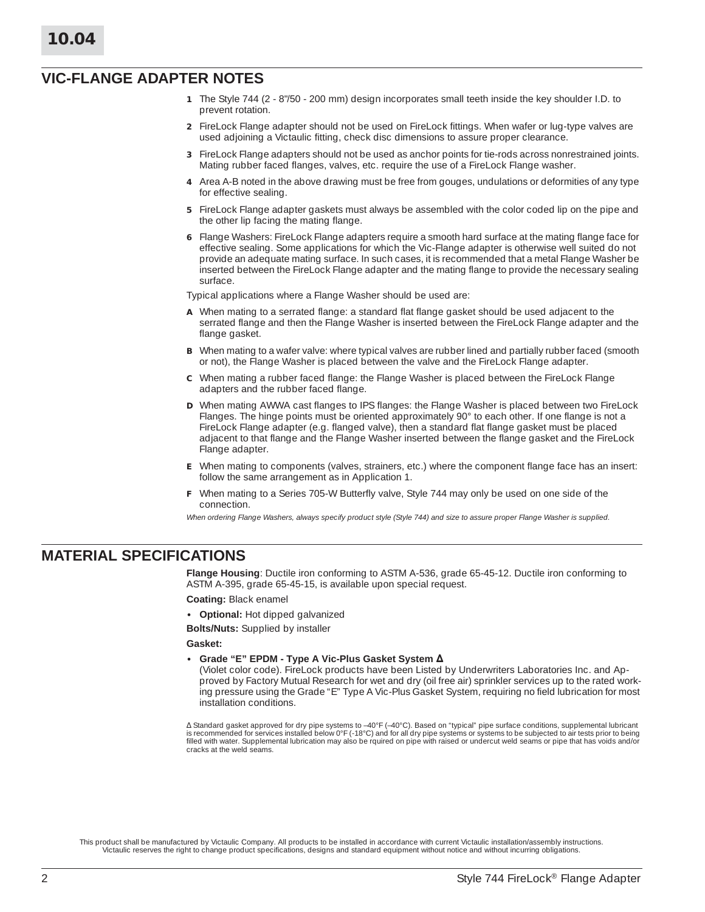10.04

## VIC-FLANGE ADAPTER NOTES

1. The Style 744 (2 - 8"/50 - 200 mm) design incorporates small teeth inside the key shoulder I.D. to prevent rotation.
2. FireLock Flange adapter should not be used on FireLock fittings. When wafer or lug-type valves are used adjoining a Victaulic fitting, check disc dimensions to assure proper clearance.
3. FireLock Flange adapters should not be used as anchor points for tie-rods across nonrestrained joints. Mating rubber faced flanges, valves, etc. require the use of a FireLock Flange washer.
4. Area A-B noted in the above drawing must be free from gouges, undulations or deformities of any type for effective sealing.
5. FireLock Flange adapter gaskets must always be assembled with the color coded lip on the pipe and the other lip facing the mating flange.
6. Flange Washers: FireLock Flange adapters require a smooth hard surface at the mating flange face for effective sealing. Some applications for which the Vic-Flange adapter is otherwise well suited do not provide an adequate mating surface. In such cases, it is recommended that a metal Flange Washer be inserted between the FireLock Flange adapter and the mating flange to provide the necessary sealing surface.

Typical applications where a Flange Washer should be used are:

- **A** When mating to a serrated flange: a standard flat flange gasket should be used adjacent to the serrated flange and then the Flange Washer is inserted between the FireLock Flange adapter and the flange gasket.
- **B** When mating to a wafer valve: where typical valves are rubber lined and partially rubber faced (smooth or not), the Flange Washer is placed between the valve and the FireLock Flange adapter.
- **C** When mating a rubber faced flange: the Flange Washer is placed between the FireLock Flange adapters and the rubber faced flange.
- **D** When mating AWWA cast flanges to IPS flanges: the Flange Washer is placed between two FireLock Flanges. The hinge points must be oriented approximately 90° to each other. If one flange is not a FireLock Flange adapter (e.g. flanged valve), then a standard flat flange gasket must be placed adjacent to that flange and the Flange Washer inserted between the flange gasket and the FireLock Flange adapter.
- **E** When mating to components (valves, strainers, etc.) where the component flange face has an insert: follow the same arrangement as in Application 1.
- **F** When mating to a Series 705-W Butterfly valve, Style 744 may only be used on one side of the connection.

*When ordering Flange Washers, always specify product style (Style 744) and size to assure proper Flange Washer is supplied.*

## MATERIAL SPECIFICATIONS

**Flange Housing**: Ductile iron conforming to ASTM A-536, grade 65-45-12. Ductile iron conforming to ASTM A-395, grade 65-45-15, is available upon special request.

**Coating:** Black enamel

- **Optional:** Hot dipped galvanized

**Bolts/Nuts:** Supplied by installer

**Gasket:**

- **Grade "E" EPDM - Type A Vic-Plus Gasket System Δ**
  (Violet color code). FireLock products have been Listed by Underwriters Laboratories Inc. and Approved by Factory Mutual Research for wet and dry (oil free air) sprinkler services up to the rated working pressure using the Grade "E" Type A Vic-Plus Gasket System, requiring no field lubrication for most installation conditions.

Δ Standard gasket approved for dry pipe systems to –40°F (–40°C). Based on "typical" pipe surface conditions, supplemental lubricant is recommended for services installed below 0°F (-18°C) and for all dry pipe systems or systems to be subjected to air tests prior to being filled with water. Supplemental lubrication may also be rquired on pipe with raised or undercut weld seams or pipe that has voids and/or cracks at the weld seams.

This product shall be manufactured by Victaulic Company. All products to be installed in accordance with current Victaulic installation/assembly instructions. Victaulic reserves the right to change product specifications, designs and standard equipment without notice and without incurring obligations.